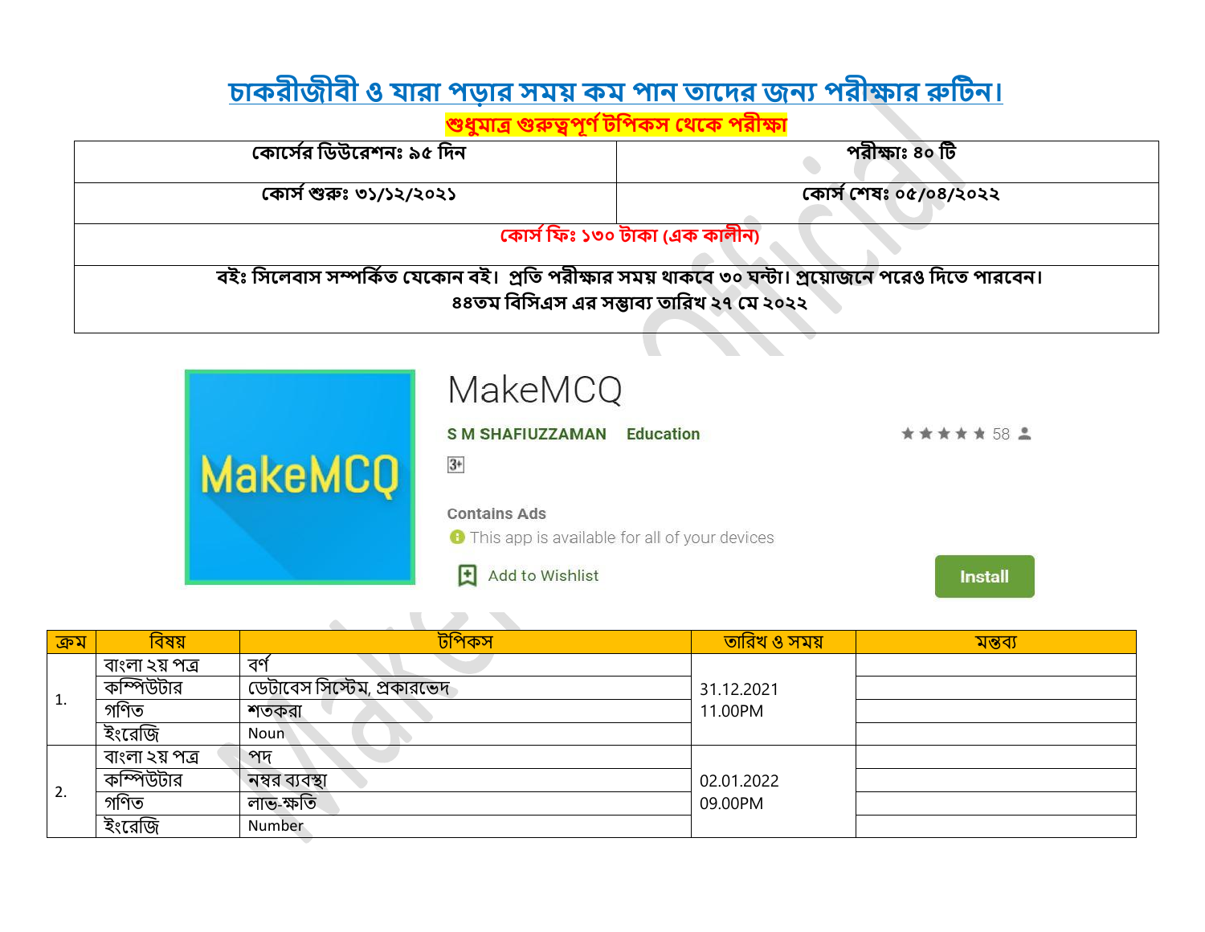# চাকরীজীবী ও যারা পড়ার সময় কম পান তাদের জন্য পরীক্ষার রুটিন।

**শুধুমাত্র গুরুত্বপূর্ণ টপিকস থেকে পরীক্ষা**

| কোর্সের ডিউরেশনঃ ৯৫ দিন | পরীক্ষাঃ ৪০ টি |
|---|---|
| কোর্স শুরুঃ ৩১/১২/২০২১ | কোর্স শেষঃ ০৫/০৪/২০২২ |
| কোর্স ফিঃ ১৩০ টাকা (এক কালীন) | |
| বইঃ সিলেবাস সম্পর্কিত যেকোন বই। প্রতি পরীক্ষার সময় থাকবে ৩০ ঘন্টা। প্রয়োজনে পরেও দিতে পারবেন। ৪৪তম বিসিএস এর সম্ভাব্য তারিখ ২৭ মে ২০২২ | |

MakeMCQ

S M SHAFIUZZAMAN Education

58

3+

Contains Ads

This app is available for all of your devices

Add to Wishlist

Install

| ক্রম | বিষয় | টপিকস | তারিখ ও সময় | মন্তব্য |
|---|---|---|---|---|
| 1. | বাংলা ২য় পত্র | বর্ণ | 31.12.2021 11.00PM | |
| | কম্পিউটার | ডেটাবেস সিস্টেম, প্রকারভেদ | | |
| | গণিত | শতকরা | | |
| | ইংরেজি | Noun | | |
| 2. | বাংলা ২য় পত্র | পদ | 02.01.2022 09.00PM | |
| | কম্পিউটার | নম্বর ব্যবস্থা | | |
| | গণিত | লাভ-ক্ষতি | | |
| | ইংরেজি | Number | | |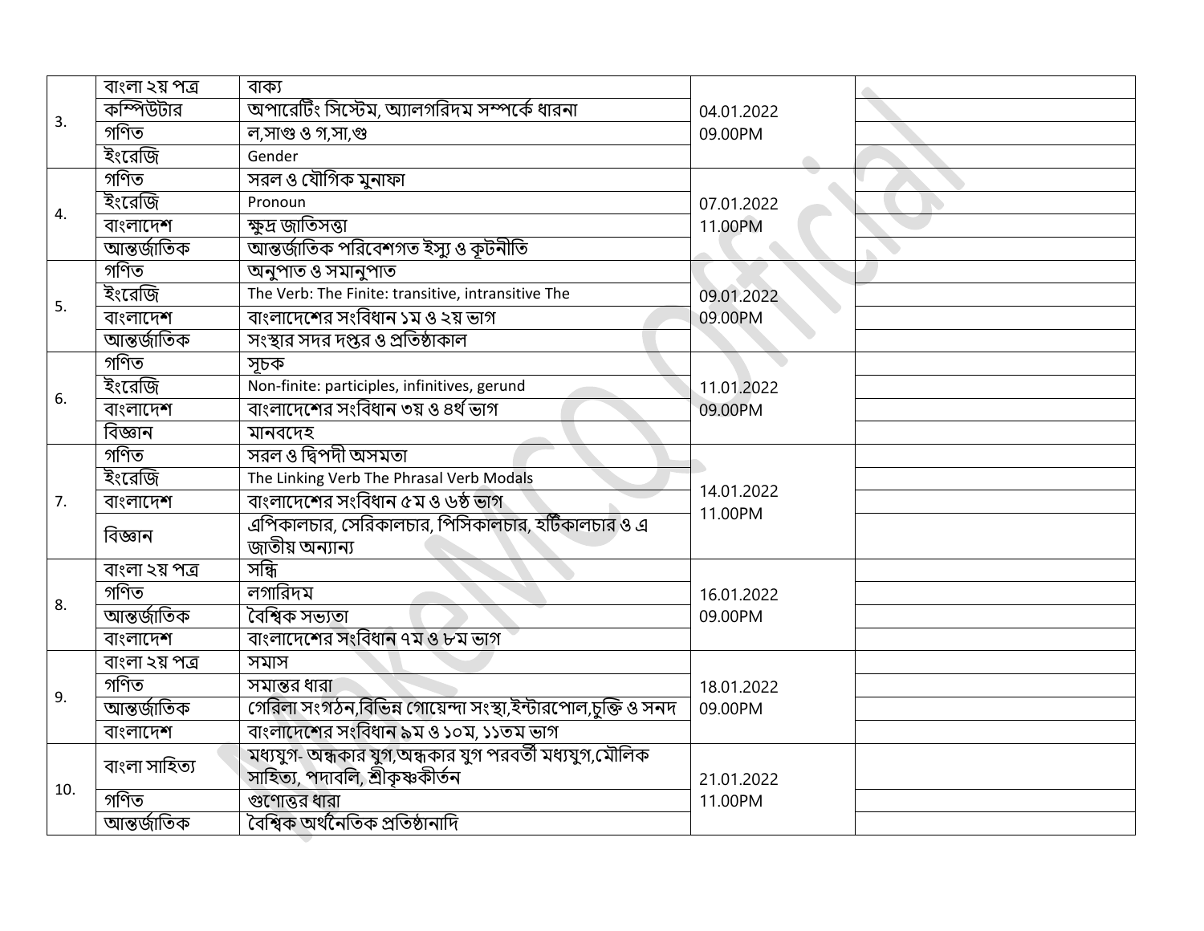| 3. | বাংলা ২য় পত্র | বাক্য | 04.01.2022 09.00PM | |
|---|---|---|---|---|
| | কম্পিউটার | অপারেটিং সিস্টেম, অ্যালগরিদম সম্পর্কে ধারনা | | |
| | গণিত | ল,সাগু ও গ,সা,গু | | |
| | ইংরেজি | Gender | | |
| 4. | গণিত | সরল ও যৌগিক মুনাফা | 07.01.2022 11.00PM | |
| | ইংরেজি | Pronoun | | |
| | বাংলাদেশ | ক্ষুদ্র জাতিসত্তা | | |
| | আন্তর্জাতিক | আন্তর্জাতিক পরিবেশগত ইস্যু ও কূটনীতি | | |
| 5. | গণিত | অনুপাত ও সমানুপাত | 09.01.2022 09.00PM | |
| | ইংরেজি | The Verb: The Finite: transitive, intransitive The | | |
| | বাংলাদেশ | বাংলাদেশের সংবিধান ১ম ও ২য় ভাগ | | |
| | আন্তর্জাতিক | সংস্থার সদর দপ্তর ও প্রতিষ্ঠাকাল | | |
| 6. | গণিত | সূচক | 11.01.2022 09.00PM | |
| | ইংরেজি | Non-finite: participles, infinitives, gerund | | |
| | বাংলাদেশ | বাংলাদেশের সংবিধান ৩য় ও ৪র্থ ভাগ | | |
| | বিজ্ঞান | মানবদেহ | | |
| 7. | গণিত | সরল ও দ্বিপদী অসমতা | 14.01.2022 11.00PM | |
| | ইংরেজি | The Linking Verb The Phrasal Verb Modals | | |
| | বাংলাদেশ | বাংলাদেশের সংবিধান ৫ম ও ৬ষ্ঠ ভাগ | | |
| | বিজ্ঞান | এপিকালচার, সেরিকালচার, পিসিকালচার, হর্টিকালচার ও এ জাতীয় অন্যান্য | | |
| 8. | বাংলা ২য় পত্র | সন্ধি | 16.01.2022 09.00PM | |
| | গণিত | লগারিদম | | |
| | আন্তর্জাতিক | বৈশ্বিক সভ্যতা | | |
| | বাংলাদেশ | বাংলাদেশের সংবিধান ৭ম ও ৮ম ভাগ | | |
| 9. | বাংলা ২য় পত্র | সমাস | 18.01.2022 09.00PM | |
| | গণিত | সমান্তর ধারা | | |
| | আন্তর্জাতিক | গেরিলা সংগঠন,বিভিন্ন গোয়েন্দা সংস্থা,ইন্টারপোল,চুক্তি ও সনদ | | |
| | বাংলাদেশ | বাংলাদেশের সংবিধান ৯ম ও ১০ম, ১১তম ভাগ | | |
| 10. | বাংলা সাহিত্য | মধ্যযুগ- অন্ধকার যুগ,অন্ধকার যুগ পরবর্তী মধ্যযুগ,মৌলিক সাহিত্য, পদাবলি, শ্রীকৃষ্ণকীর্তন | 21.01.2022 11.00PM | |
| | গণিত | গুণোত্তর ধারা | | |
| | আন্তর্জাতিক | বৈশ্বিক অর্থনৈতিক প্রতিষ্ঠানাদি | | |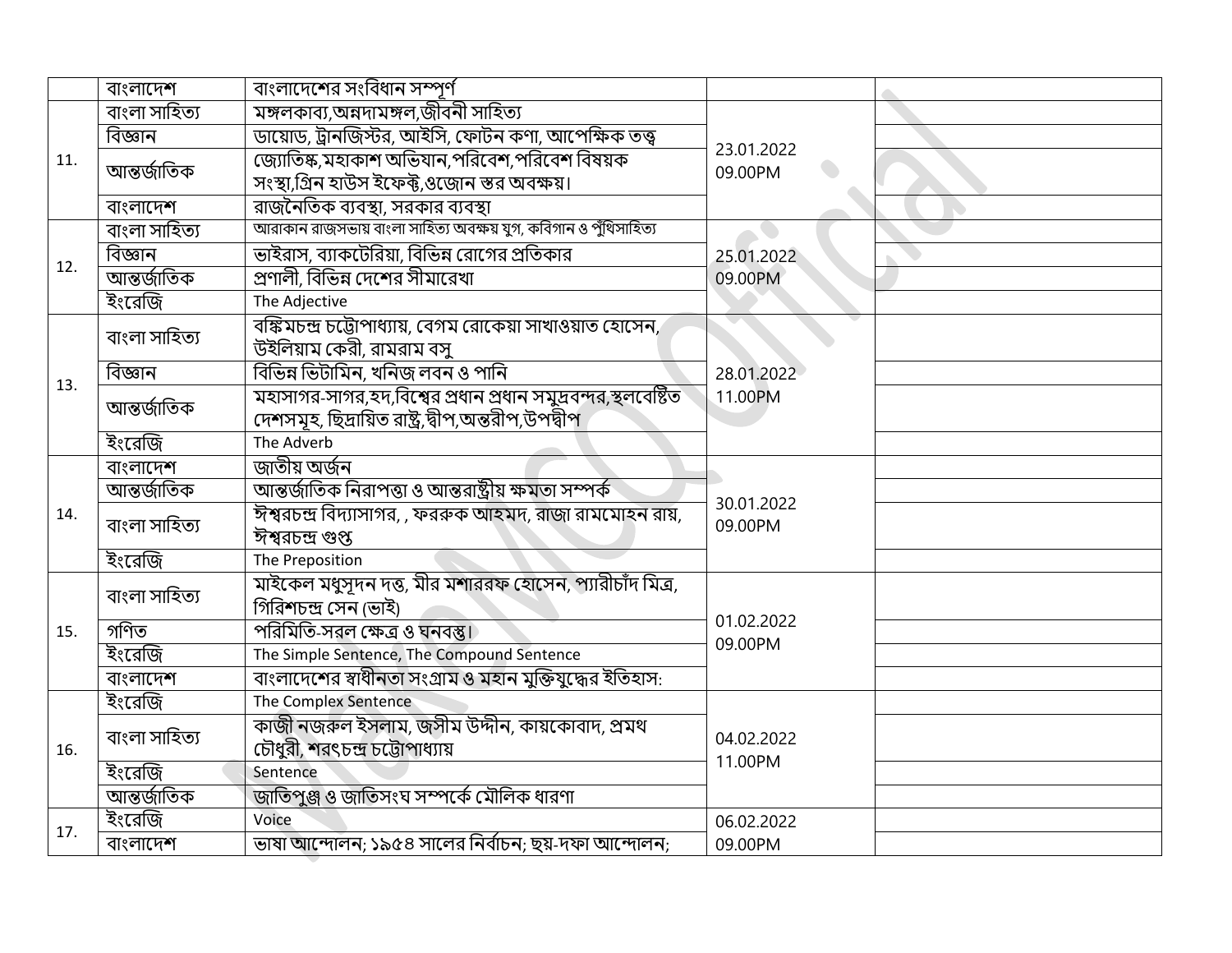| | | | | |
|---|---|---|---|---|
| | বাংলাদেশ | বাংলাদেশের সংবিধান সম্পূর্ণ | | |
| 11. | বাংলা সাহিত্য | মঙ্গলকাব্য,অন্নদামঙ্গল,জীবনী সাহিত্য | 23.01.2022 09.00PM | |
| | বিজ্ঞান | ডায়োড, ট্রানজিস্টর, আইসি, ফোটন কণা, আপেক্ষিক তত্ত্ব | | |
| | আন্তর্জাতিক | জ্যোতিষ্ক,মহাকাশ অভিযান,পরিবেশ,পরিবেশ বিষয়ক সংস্থা,গ্রিন হাউস ইফেক্ট,ওজোন স্তর অবক্ষয়। | | |
| | বাংলাদেশ | রাজনৈতিক ব্যবস্থা, সরকার ব্যবস্থা | | |
| 12. | বাংলা সাহিত্য | আরাকান রাজসভায় বাংলা সাহিত্য অবক্ষয় যুগ, কবিগান ও পুঁথিসাহিত্য | 25.01.2022 09.00PM | |
| | বিজ্ঞান | ভাইরাস, ব্যাকটেরিয়া, বিভিন্ন রোগের প্রতিকার | | |
| | আন্তর্জাতিক | প্রণালী, বিভিন্ন দেশের সীমারেখা | | |
| | ইংরেজি | The Adjective | | |
| 13. | বাংলা সাহিত্য | বঙ্কিমচন্দ্র চট্টোপাধ্যায়, বেগম রোকেয়া সাখাওয়াত হোসেন, উইলিয়াম কেরী, রামরাম বসু | 28.01.2022 11.00PM | |
| | বিজ্ঞান | বিভিন্ন ভিটামিন, খনিজ লবন ও পানি | | |
| | আন্তর্জাতিক | মহাসাগর-সাগর,হৃদ,বিশ্বের প্রধান প্রধান সমুদ্রবন্দর,স্থলবেষ্টিত দেশসমূহ, ছিদ্রায়িত রাষ্ট্র,দ্বীপ,অন্তরীপ,উপদ্বীপ | | |
| | ইংরেজি | The Adverb | | |
| 14. | বাংলাদেশ | জাতীয় অর্জন | 30.01.2022 09.00PM | |
| | আন্তর্জাতিক | আন্তর্জাতিক নিরাপত্তা ও আন্তরাষ্ট্রীয় ক্ষমতা সম্পর্ক | | |
| | বাংলা সাহিত্য | ঈশ্বরচন্দ্র বিদ্যাসাগর, , ফররুক আহমদ, রাজা রামমোহন রায়, ঈশ্বরচন্দ্র গুপ্ত | | |
| | ইংরেজি | The Preposition | | |
| 15. | বাংলা সাহিত্য | মাইকেল মধুসূদন দত্ত, মীর মশাররফ হোসেন, প্যারীচাঁদ মিত্র, গিরিশচন্দ্র সেন (ভাই) | 01.02.2022 09.00PM | |
| | গণিত | পরিমিতি-সরল ক্ষেত্র ও ঘনবস্তু। | | |
| | ইংরেজি | The Simple Sentence, The Compound Sentence | | |
| | বাংলাদেশ | বাংলাদেশের স্বাধীনতা সংগ্রাম ও মহান মুক্তিযুদ্ধের ইতিহাস: | | |
| 16. | ইংরেজি | The Complex Sentence | 04.02.2022 11.00PM | |
| | বাংলা সাহিত্য | কাজী নজরুল ইসলাম, জসীম উদ্দীন, কায়কোবাদ, প্রমথ চৌধুরী, শরৎচন্দ্র চট্টোপাধ্যায় | | |
| | ইংরেজি | Sentence | | |
| | আন্তর্জাতিক | জাতিপুঞ্জ ও জাতিসংঘ সম্পর্কে মৌলিক ধারণা | | |
| 17. | ইংরেজি | Voice | 06.02.2022 09.00PM | |
| | বাংলাদেশ | ভাষা আন্দোলন; ১৯৫৪ সালের নির্বাচন; ছয়-দফা আন্দোলন; | | |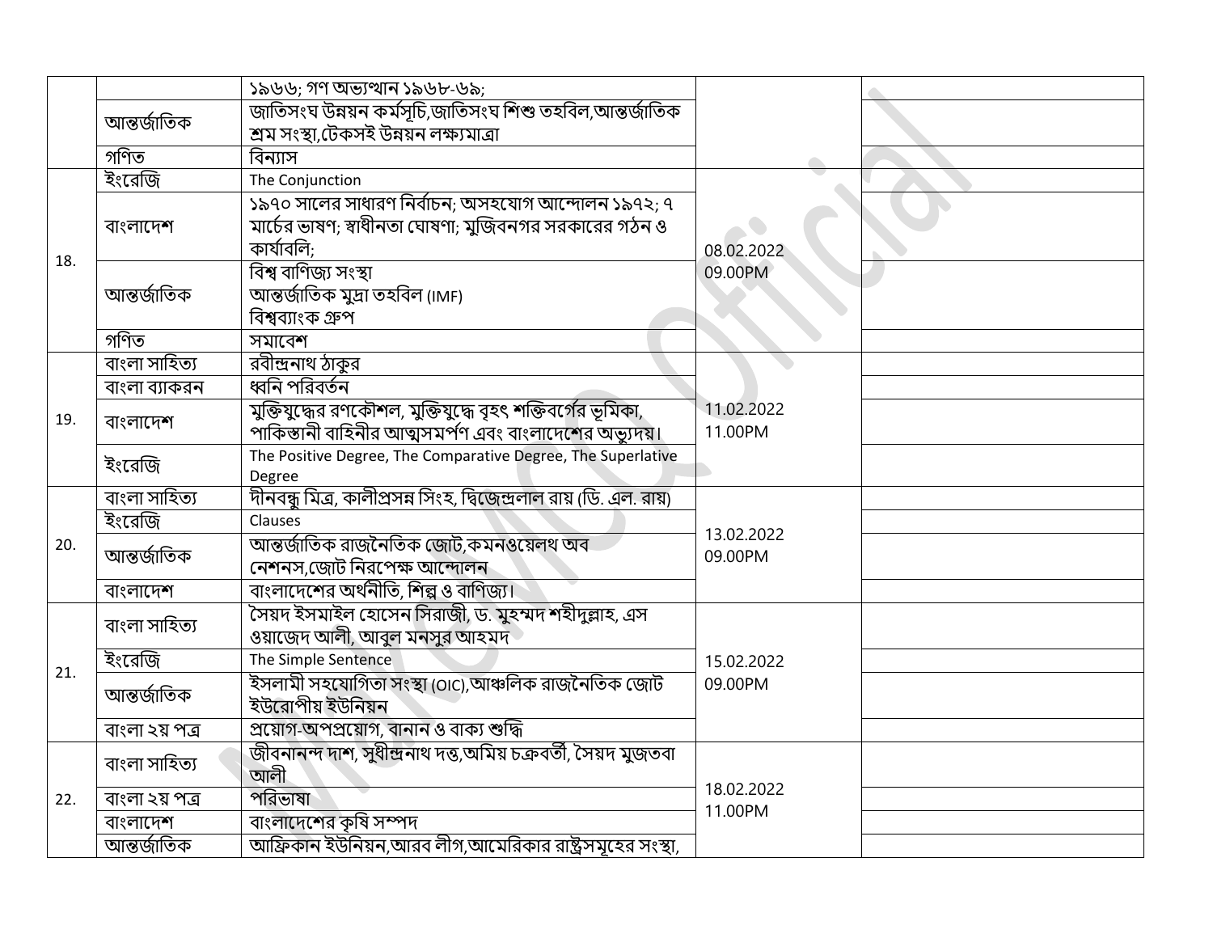| | | | | |
|---|---|---|---|---|
| | | ১৯৬৬; গণ অভ্যুত্থান ১৯৬৮-৬৯; | | |
| | আন্তর্জাতিক | জাতিসংঘ উন্নয়ন কর্মসূচি,জাতিসংঘ শিশু তহবিল,আন্তর্জাতিক শ্রম সংস্থা,টেকসই উন্নয়ন লক্ষ্যমাত্রা | | |
| | গণিত | বিন্যাস | | |
| 18. | ইংরেজি | The Conjunction | 08.02.2022 09.00PM | |
| | বাংলাদেশ | ১৯৭০ সালের সাধারণ নির্বাচন; অসহযোগ আন্দোলন ১৯৭২; ৭ মার্চের ভাষণ; স্বাধীনতা ঘোষণা; মুজিবনগর সরকারের গঠন ও কার্যাবলি; | | |
| | আন্তর্জাতিক | বিশ্ব বাণিজ্য সংস্থা<br>আন্তর্জাতিক মুদ্রা তহবিল (IMF)<br>বিশ্বব্যাংক গ্রুপ | | |
| | গণিত | সমাবেশ | | |
| 19. | বাংলা সাহিত্য | রবীন্দ্রনাথ ঠাকুর | 11.02.2022 11.00PM | |
| | বাংলা ব্যাকরন | ধ্বনি পরিবর্তন | | |
| | বাংলাদেশ | মুক্তিযুদ্ধের রণকৌশল, মুক্তিযুদ্ধে বৃহৎ শক্তিবর্গের ভূমিকা, পাকিস্তানী বাহিনীর আত্মসমর্পণ এবং বাংলাদেশের অভ্যুদয়। | | |
| | ইংরেজি | The Positive Degree, The Comparative Degree, The Superlative Degree | | |
| 20. | বাংলা সাহিত্য | দীনবন্ধু মিত্র, কালীপ্রসন্ন সিংহ, দ্বিজেন্দ্রলাল রায় (ডি. এল. রায়) | 13.02.2022 09.00PM | |
| | ইংরেজি | Clauses | | |
| | আন্তর্জাতিক | আন্তর্জাতিক রাজনৈতিক জোট,কমনওয়েলথ অব নেশনস,জোট নিরপেক্ষ আন্দোলন | | |
| | বাংলাদেশ | বাংলাদেশের অর্থনীতি, শিল্প ও বাণিজ্য। | | |
| 21. | বাংলা সাহিত্য | সৈয়দ ইসমাইল হোসেন সিরাজী, ড. মুহম্মদ শহীদুল্লাহ, এস ওয়াজেদ আলী, আবুল মনসুর আহমদ | 15.02.2022 09.00PM | |
| | ইংরেজি | The Simple Sentence | | |
| | আন্তর্জাতিক | ইসলামী সহযোগিতা সংস্থা (OIC),আঞ্চলিক রাজনৈতিক জোট ইউরোপীয় ইউনিয়ন | | |
| | বাংলা ২য় পত্র | প্রয়োগ-অপপ্রয়োগ, বানান ও বাক্য শুদ্ধি | | |
| 22. | বাংলা সাহিত্য | জীবনানন্দ দাশ, সুধীন্দ্রনাথ দত্ত,অমিয় চক্রবর্তী, সৈয়দ মুজতবা আলী | 18.02.2022 11.00PM | |
| | বাংলা ২য় পত্র | পরিভাষা | | |
| | বাংলাদেশ | বাংলাদেশের কৃষি সম্পদ | | |
| | আন্তর্জাতিক | আফ্রিকান ইউনিয়ন,আরব লীগ,আমেরিকার রাষ্ট্রসমূহের সংস্থা, | | |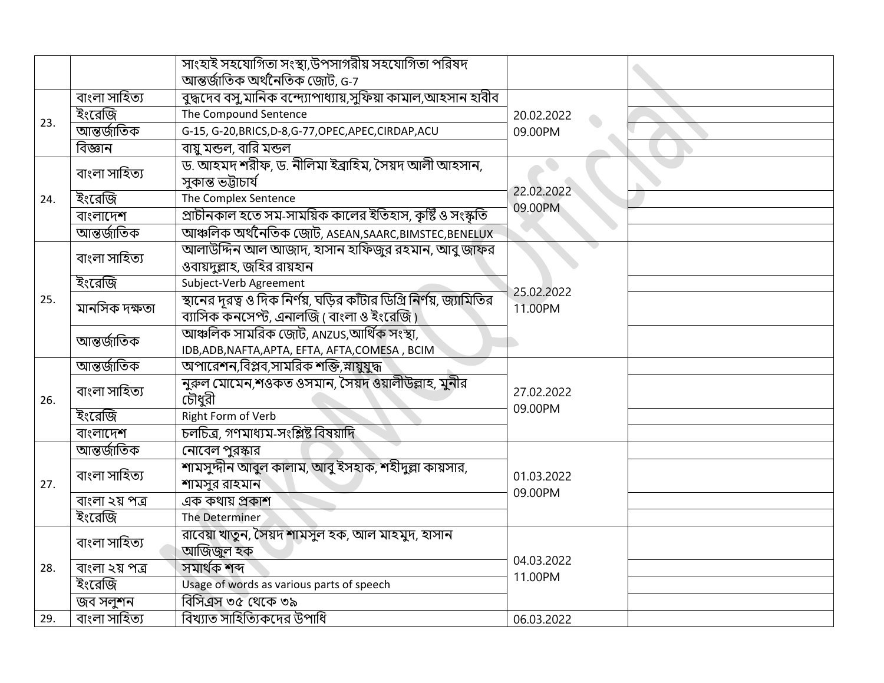|  |  |  |  |  |
|---|---|---|---|---|
|  |  | সাংহাই সহযোগিতা সংস্থা,উপসাগরীয় সহযোগিতা পরিষদ আন্তর্জাতিক অর্থনৈতিক জোট, G-7 |  |  |
| 23. | বাংলা সাহিত্য | বুদ্ধদেব বসু,মানিক বন্দ্যোপাধ্যায়,সুফিয়া কামাল,আহসান হাবীব | 20.02.2022 09.00PM |  |
|  | ইংরেজি | The Compound Sentence |  |  |
|  | আন্তর্জাতিক | G-15, G-20,BRICS,D-8,G-77,OPEC,APEC,CIRDAP,ACU |  |  |
|  | বিজ্ঞান | বায়ু মন্ডল, বারি মন্ডল |  |  |
| 24. | বাংলা সাহিত্য | ড. আহমদ শরীফ, ড. নীলিমা ইব্রাহিম, সৈয়দ আলী আহসান, সুকান্ত ভট্টাচার্য | 22.02.2022 09.00PM |  |
|  | ইংরেজি | The Complex Sentence |  |  |
|  | বাংলাদেশ | প্রাচীনকাল হতে সম-সাময়িক কালের ইতিহাস, কৃষ্টি ও সংস্কৃতি |  |  |
|  | আন্তর্জাতিক | আঞ্চলিক অর্থনৈতিক জোট, ASEAN,SAARC,BIMSTEC,BENELUX |  |  |
| 25. | বাংলা সাহিত্য | আলাউদ্দিন আল আজাদ, হাসান হাফিজুর রহমান, আবু জাফর ওবায়দুল্লাহ, জহির রায়হান | 25.02.2022 11.00PM |  |
|  | ইংরেজি | Subject-Verb Agreement |  |  |
|  | মানসিক দক্ষতা | স্থানের দূরত্ব ও দিক নির্ণয়, ঘড়ির কাঁটার ডিগ্রি নির্ণয়, জ্যামিতির ব্যাসিক কনসেপ্ট, এনালজি ( বাংলা ও ইংরেজি ) |  |  |
|  | আন্তর্জাতিক | আঞ্চলিক সামরিক জোট, ANZUS,আর্থিক সংস্থা, IDB,ADB,NAFTA,APTA, EFTA, AFTA,COMESA , BCIM |  |  |
| 26. | আন্তর্জাতিক | অপারেশন,বিপ্লব,সামরিক শক্তি,স্নায়ুযুদ্ধ | 27.02.2022 09.00PM |  |
|  | বাংলা সাহিত্য | নুরুল মোমেন,শওকত ওসমান, সৈয়দ ওয়ালীউল্লাহ, মুনীর চৌধুরী |  |  |
|  | ইংরেজি | Right Form of Verb |  |  |
|  | বাংলাদেশ | চলচিত্র, গণমাধ্যম-সংশ্লিষ্ট বিষয়াদি |  |  |
| 27. | আন্তর্জাতিক | নোবেল পুরস্কার | 01.03.2022 09.00PM |  |
|  | বাংলা সাহিত্য | শামসুদ্দীন আবুল কালাম, আবু ইসহাক, শহীদুল্লা কায়সার, শামসুর রাহমান |  |  |
|  | বাংলা ২য় পত্র | এক কথায় প্রকাশ |  |  |
|  | ইংরেজি | The Determiner |  |  |
| 28. | বাংলা সাহিত্য | রাবেয়া খাতুন, সৈয়দ শামসুল হক, আল মাহমুদ, হাসান আজিজুল হক | 04.03.2022 11.00PM |  |
|  | বাংলা ২য় পত্র | সমার্থক শব্দ |  |  |
|  | ইংরেজি | Usage of words as various parts of speech |  |  |
|  | জব সলুশন | বিসিএস ৩৫ থেকে ৩৯ |  |  |
| 29. | বাংলা সাহিত্য | বিখ্যাত সাহিত্যিকদের উপাধি | 06.03.2022 |  |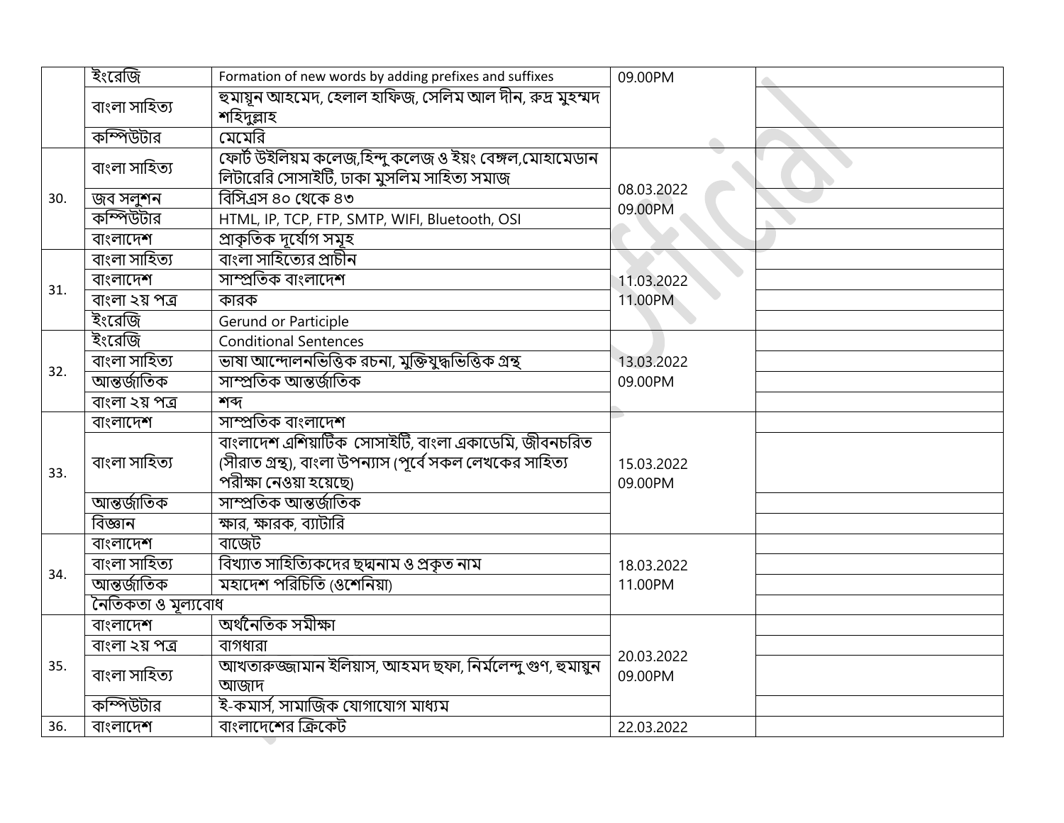|  |  |  |  |  |
|---|---|---|---|---|
|  | ইংরেজি | Formation of new words by adding prefixes and suffixes | 09.00PM |  |
|  | বাংলা সাহিত্য | হুমায়ূন আহমেদ, হেলাল হাফিজ, সেলিম আল দীন, রুদ্র মুহম্মদ শহিদুল্লাহ |  |  |
|  | কম্পিউটার | মেমেরি |  |  |
| 30. | বাংলা সাহিত্য | ফোর্ট উইলিয়ম কলেজ,হিন্দু কলেজ ও ইয়ং বেঙ্গল,মোহামেডান লিটারেরি সোসাইটি, ঢাকা মুসলিম সাহিত্য সমাজ | 08.03.2022 09.00PM |  |
|  | জব সলুশন | বিসিএস ৪০ থেকে ৪৩ |  |  |
|  | কম্পিউটার | HTML, IP, TCP, FTP, SMTP, WIFI, Bluetooth, OSI |  |  |
|  | বাংলাদেশ | প্রাকৃতিক দূর্যোগ সমূহ |  |  |
| 31. | বাংলা সাহিত্য | বাংলা সাহিত্যের প্রাচীন | 11.03.2022 11.00PM |  |
|  | বাংলাদেশ | সাম্প্রতিক বাংলাদেশ |  |  |
|  | বাংলা ২য় পত্র | কারক |  |  |
|  | ইংরেজি | Gerund or Participle |  |  |
| 32. | ইংরেজি | Conditional Sentences | 13.03.2022 09.00PM |  |
|  | বাংলা সাহিত্য | ভাষা আন্দোলনভিত্তিক রচনা, মুক্তিযুদ্ধভিত্তিক গ্রন্থ |  |  |
|  | আন্তর্জাতিক | সাম্প্রতিক আন্তর্জাতিক |  |  |
|  | বাংলা ২য় পত্র | শব্দ |  |  |
| 33. | বাংলাদেশ | সাম্প্রতিক বাংলাদেশ | 15.03.2022 09.00PM |  |
|  | বাংলা সাহিত্য | বাংলাদেশ এশিয়াটিক সোসাইটি, বাংলা একাডেমি, জীবনচরিত (সীরাত গ্রন্থ), বাংলা উপন্যাস (পূর্বে সকল লেখকের সাহিত্য পরীক্ষা নেওয়া হয়েছে) |  |  |
|  | আন্তর্জাতিক | সাম্প্রতিক আন্তর্জাতিক |  |  |
|  | বিজ্ঞান | ক্ষার, ক্ষারক, ব্যাটারি |  |  |
| 34. | বাংলাদেশ | বাজেট | 18.03.2022 11.00PM |  |
|  | বাংলা সাহিত্য | বিখ্যাত সাহিত্যিকদের ছদ্মনাম ও প্রকৃত নাম |  |  |
|  | আন্তর্জাতিক | মহাদেশ পরিচিতি (ওশেনিয়া) |  |  |
|  | নৈতিকতা ও মূল্যবোধ |  |  |  |
| 35. | বাংলাদেশ | অর্থনৈতিক সমীক্ষা | 20.03.2022 09.00PM |  |
|  | বাংলা ২য় পত্র | বাগধারা |  |  |
|  | বাংলা সাহিত্য | আখতারুজ্জামান ইলিয়াস, আহমদ ছফা, নির্মলেন্দু গুণ, হুমায়ুন আজাদ |  |  |
|  | কম্পিউটার | ই-কমার্স, সামাজিক যোগাযোগ মাধ্যম |  |  |
| 36. | বাংলাদেশ | বাংলাদেশের ক্রিকেট | 22.03.2022 |  |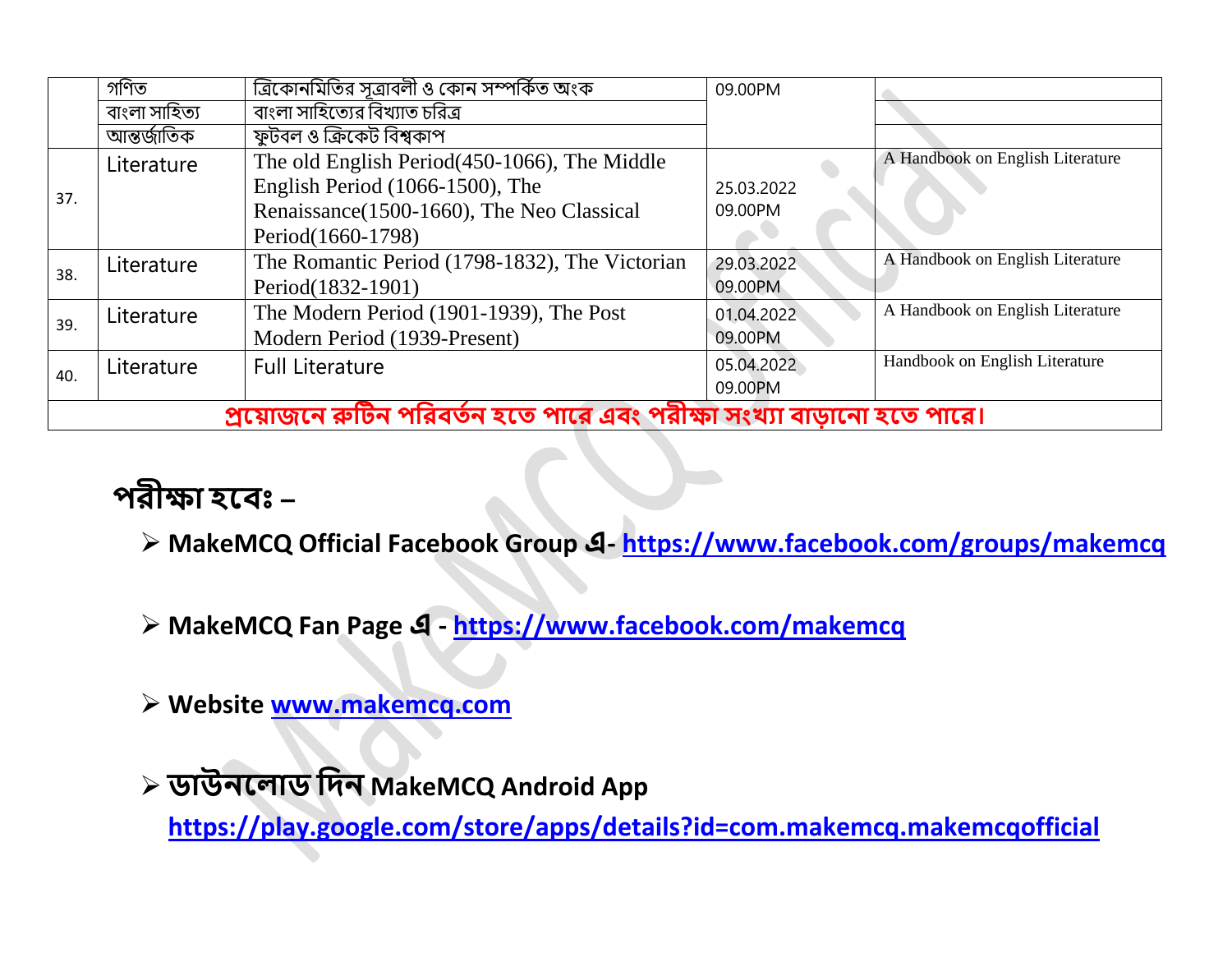| | | | | |
|---|---|---|---|---|
| | গণিত | ত্রিকোনমিতির সূত্রাবলী ও কোন সম্পর্কিত অংক | 09.00PM | |
| | বাংলা সাহিত্য | বাংলা সাহিত্যের বিখ্যাত চরিত্র | | |
| | আন্তর্জাতিক | ফুটবল ও ক্রিকেট বিশ্বকাপ | | |
| 37. | Literature | The old English Period(450-1066), The Middle English Period (1066-1500), The Renaissance(1500-1660), The Neo Classical Period(1660-1798) | 25.03.2022 09.00PM | A Handbook on English Literature |
| 38. | Literature | The Romantic Period (1798-1832), The Victorian Period(1832-1901) | 29.03.2022 09.00PM | A Handbook on English Literature |
| 39. | Literature | The Modern Period (1901-1939), The Post Modern Period (1939-Present) | 01.04.2022 09.00PM | A Handbook on English Literature |
| 40. | Literature | Full Literature | 05.04.2022 09.00PM | Handbook on English Literature |
| প্রয়োজনে রুটিন পরিবর্তন হতে পারে এবং পরীক্ষা সংখ্যা বাড়ানো হতে পারে। | | | | |

## পরীক্ষা হবেঃ –

- **MakeMCQ Official Facebook Group এ- https://www.facebook.com/groups/makemcq**
- **MakeMCQ Fan Page এ - https://www.facebook.com/makemcq**
- **Website www.makemcq.com**
- **ডাউনলোড দিন MakeMCQ Android App**
  **https://play.google.com/store/apps/details?id=com.makemcq.makemcqofficial**